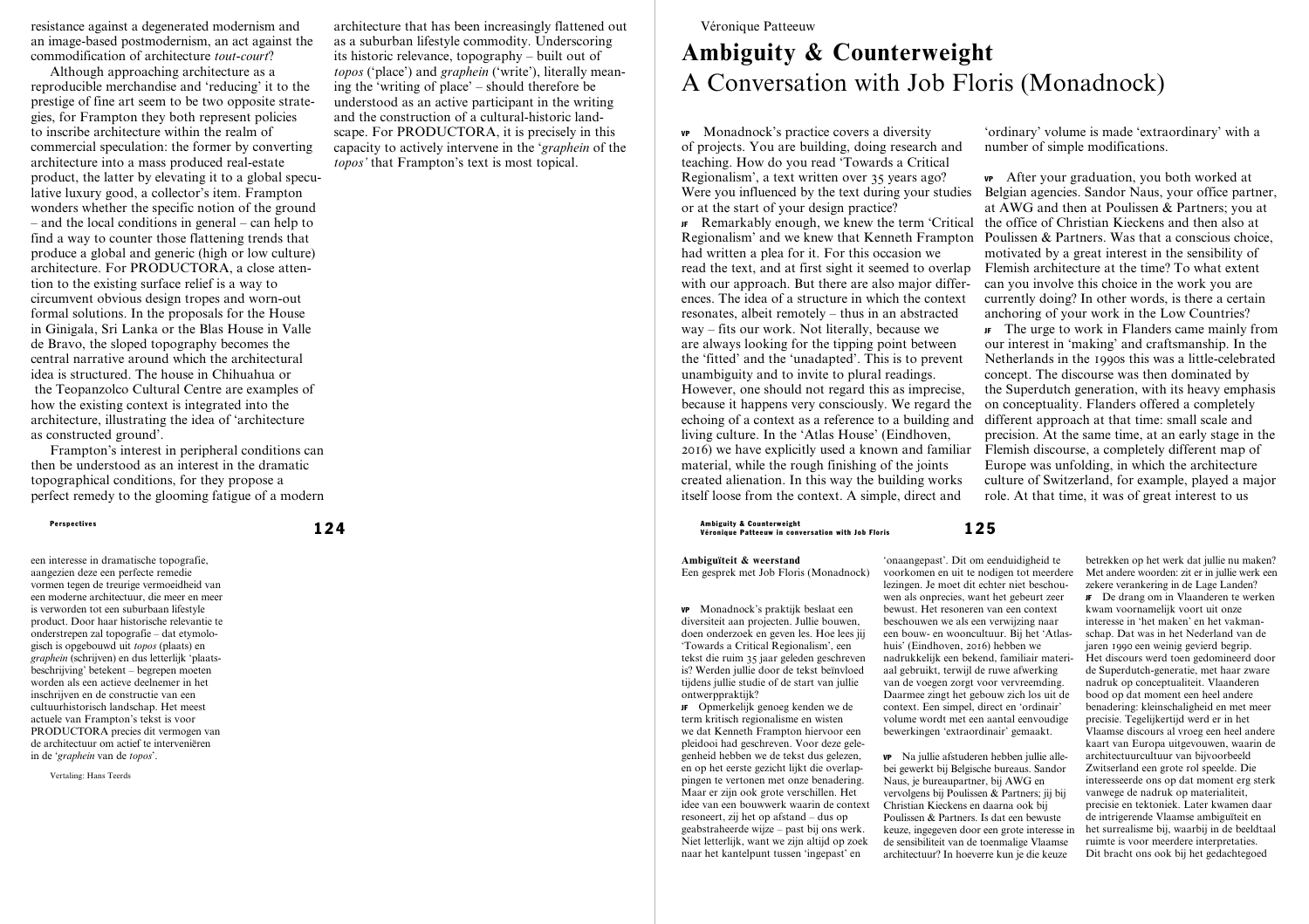resistance against a degenerated modernism and an image-based postmodernism, an act against the commodification of architecture *tout-court*?

Although approaching architecture as a reproducible merchandise and 'reducing' it to the prestige of fine art seem to be two opposite strategies, for Frampton they both represent policies to inscribe architecture within the realm of commercial speculation: the former by converting architecture into a mass produced real-estate product, the latter by elevating it to a global speculative luxury good, a collector's item. Frampton wonders whether the specific notion of the ground – and the local conditions in general – can help to find a way to counter those flattening trends that produce a global and generic (high or low culture) architecture. For PRODUCTORA, a close attention to the existing surface relief is a way to circumvent obvious design tropes and worn-out formal solutions. In the proposals for the House in Ginigala, Sri Lanka or the Blas House in Valle de Bravo, the sloped topography becomes the central narrative around which the architectural idea is structured. The house in Chihuahua or the Teopanzolco Cultural Centre are examples of how the existing context is integrated into the architecture, illustrating the idea of 'architecture as constructed ground'.

Frampton's interest in peripheral conditions can then be understood as an interest in the dramatic topographical conditions, for they propose a perfect remedy to the glooming fatigue of a modern architecture that has been increasingly flattened out as a suburban lifestyle commodity. Underscoring its historic relevance, topography – built out of *topos* ('place') and *graphein* ('write'), literally meaning the 'writing of place' – should therefore be understood as an active participant in the writing and the construction of a cultural-historic landscape. For PRODUCTORA, it is precisely in this capacity to actively intervene in the '*graphein* of the *topos*' that Frampton's text is most topical.

een interesse in dramatische topografie, aangezien deze een perfecte remedie vormen tegen de treurige vermoeidheid van een moderne architectuur, die meer en meer is verworden tot een suburbaan lifestyle product. Door haar historische relevantie te onderstrepen zal topografie – dat etymologisch is opgebouwd uit *topos* (plaats) en *graphein* (schrijven) en dus letterlijk 'plaatsbeschrijving' betekent – begrepen moeten worden als een actieve deelnemer in het inschrijven en de constructie van een cultuurhistorisch landschap. Het meest actuele van Frampton's tekst is voor PRODUCTORA precies dit vermogen van de architectuur om actief te interveniëren in de '*graphein* van de *topos*'.

Vertaling: Hans Teerds

Véronique Patteeuw

# Ambiguity & Counterweight
## A Conversation with Job Floris (Monadnock)

**VP** Monadnock's practice covers a diversity of projects. You are building, doing research and teaching. How do you read 'Towards a Critical Regionalism', a text written over 35 years ago? Were you influenced by the text during your studies or at the start of your design practice?

**JF** Remarkably enough, we knew the term 'Critical Regionalism' and we knew that Kenneth Frampton had written a plea for it. For this occasion we read the text, and at first sight it seemed to overlap with our approach. But there are also major differences. The idea of a structure in which the context resonates, albeit remotely – thus in an abstracted way – fits our work. Not literally, because we are always looking for the tipping point between the 'fitted' and the 'unadapted'. This is to prevent unambiguity and to invite to plural readings. However, one should not regard this as imprecise, because it happens very consciously. We regard the echoing of a context as a reference to a building and living culture. In the 'Atlas House' (Eindhoven, 2016) we have explicitly used a known and familiar material, while the rough finishing of the joints created alienation. In this way the building works itself loose from the context. A simple, direct and 'ordinary' volume is made 'extraordinary' with a number of simple modifications.

**VP** After your graduation, you both worked at Belgian agencies. Sandor Naus, your office partner, at AWG and then at Poulissen & Partners; you at the office of Christian Kieckens and then also at Poulissen & Partners. Was that a conscious choice, motivated by a great interest in the sensibility of Flemish architecture at the time? To what extent can you involve this choice in the work you are currently doing? In other words, is there a certain anchoring of your work in the Low Countries?

**JF** The urge to work in Flanders came mainly from our interest in 'making' and craftsmanship. In the Netherlands in the 1990s this was a little-celebrated concept. The discourse was then dominated by the Superdutch generation, with its heavy emphasis on conceptuality. Flanders offered a completely different approach at that time: small scale and precision. At the same time, at an early stage in the Flemish discourse, a completely different map of Europe was unfolding, in which the architecture culture of Switzerland, for example, played a major role. At that time, it was of great interest to us

**Ambiguïteit & weerstand**
Een gesprek met Job Floris (Monadnock)

**VP** Monadnock's praktijk beslaat een diversiteit aan projecten. Jullie bouwen, doen onderzoek en geven les. Hoe lees jij 'Towards a Critical Regionalism', een tekst die ruim 35 jaar geleden geschreven is? Werden jullie door de tekst beïnvloed tijdens jullie studie of de start van jullie ontwerppraktijk?

**JF** Opmerkelijk genoeg kenden we de term kritisch regionalisme en wisten we dat Kenneth Frampton hiervoor een pleidooi had geschreven. Voor deze gelegenheid hebben we de tekst dus gelezen, en op het eerste gezicht lijkt die overlappingen te vertonen met onze benadering. Maar er zijn ook grote verschillen. Het idee van een bouwwerk waarin de context resoneert, zij het op afstand – dus op geabstraheerde wijze – past bij ons werk. Niet letterlijk, want we zijn altijd op zoek naar het kantelpunt tussen 'ingepast' en 'onaangepast'. Dit om eenduidigheid te voorkomen en uit te nodigen tot meerdere lezingen. Je moet dit echter niet beschouwen als onprecies, want het gebeurt zeer bewust. Het resoneren van een context beschouwen we als een verwijzing naar een bouw- en wooncultuur. Bij het 'Atlashuis' (Eindhoven, 2016) hebben we nadrukkelijk een bekend, familiair materiaal gebruikt, terwijl de ruwe afwerking van de voegen zorgt voor vervreemding. Daarmee zingt het gebouw zich los uit de context. Een simpel, direct en 'ordinair' volume wordt met een aantal eenvoudige bewerkingen 'extraordinair' gemaakt.

**VP** Na jullie afstuderen hebben jullie allebei gewerkt bij Belgische bureaus. Sandor Naus, je bureaupartner, bij AWG en vervolgens bij Poulissen & Partners; jij bij Christian Kieckens en daarna ook bij Poulissen & Partners. Is dat een bewuste keuze, ingegeven door een grote interesse in de sensibiliteit van de toenmalige Vlaamse architectuur? In hoeverre kun je die keuze betrekken op het werk dat jullie nu maken? Met andere woorden: zit er in jullie werk een zekere verankering in de Lage Landen?

**JF** De drang om in Vlaanderen te werken kwam voornamelijk voort uit onze interesse in 'het maken' en het vakmanschap. Dat was in het Nederland van de jaren 1990 een weinig gevierd begrip. Het discours werd toen gedomineerd door de Superdutch-generatie, met haar zware nadruk op conceptualiteit. Vlaanderen bood op dat moment een heel andere benadering: kleinschaligheid en met meer precisie. Tegelijkertijd werd er in het Vlaamse discours al vroeg een heel andere kaart van Europa uitgevouwen, waarin de architectuurcultuur van bijvoorbeeld Zwitserland een grote rol speelde. Die interesseerde ons op dat moment erg sterk vanwege de nadruk op materialiteit, precisie en tektoniek. Later kwamen daar de intrigerende Vlaamse ambiguïteit en het surrealisme bij, waarbij in de beeldtaal ruimte is voor meerdere interpretaties. Dit bracht ons ook bij het gedachtegoed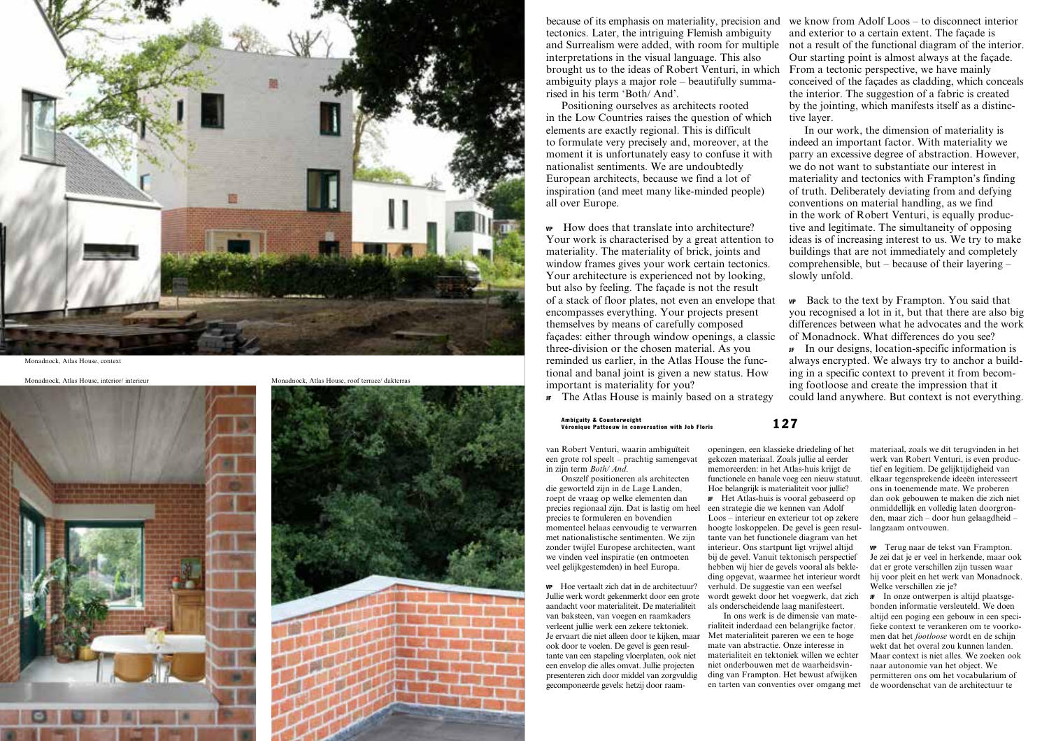Monadnock, Atlas House, context

Monadnock, Atlas House, interior/ interieur

Monadnock, Atlas House, roof terrace/ dakterras

because of its emphasis on materiality, precision and tectonics. Later, the intriguing Flemish ambiguity and Surrealism were added, with room for multiple interpretations in the visual language. This also brought us to the ideas of Robert Venturi, in which ambiguity plays a major role – beautifully summarised in his term 'Both/ And'.

Positioning ourselves as architects rooted in the Low Countries raises the question of which elements are exactly regional. This is difficult to formulate very precisely and, moreover, at the moment it is unfortunately easy to confuse it with nationalist sentiments. We are undoubtedly European architects, because we find a lot of inspiration (and meet many like-minded people) all over Europe.

**VP** How does that translate into architecture? Your work is characterised by a great attention to materiality. The materiality of brick, joints and window frames gives your work certain tectonics. Your architecture is experienced not by looking, but also by feeling. The façade is not the result of a stack of floor plates, not even an envelope that encompasses everything. Your projects present themselves by means of carefully composed façades: either through window openings, a classic three-division or the chosen material. As you reminded us earlier, in the Atlas House the functional and banal joint is given a new status. How important is materiality for you?

**JF** The Atlas House is mainly based on a strategy we know from Adolf Loos – to disconnect interior and exterior to a certain extent. The façade is not a result of the functional diagram of the interior. Our starting point is almost always at the façade. From a tectonic perspective, we have mainly conceived of the façades as cladding, which conceals the interior. The suggestion of a fabric is created by the jointing, which manifests itself as a distinctive layer.

In our work, the dimension of materiality is indeed an important factor. With materiality we parry an excessive degree of abstraction. However, we do not want to substantiate our interest in materiality and tectonics with Frampton's finding of truth. Deliberately deviating from and defying conventions on material handling, as we find in the work of Robert Venturi, is equally productive and legitimate. The simultaneity of opposing ideas is of increasing interest to us. We try to make buildings that are not immediately and completely comprehensible, but – because of their layering – slowly unfold.

**VP** Back to the text by Frampton. You said that you recognised a lot in it, but that there are also big differences between what he advocates and the work of Monadnock. What differences do you see?

**JF** In our designs, location-specific information is always encrypted. We always try to anchor a building in a specific context to prevent it from becoming footloose and create the impression that it could land anywhere. But context is not everything.

van Robert Venturi, waarin ambiguïteit een grote rol speelt – prachtig samengevat in zijn term *Both/ And*.

Onszelf positioneren als architecten die geworteld zijn in de Lage Landen, roept de vraag op welke elementen dan precies regionaal zijn. Dat is lastig om heel precies te formuleren en bovendien momenteel helaas eenvoudig te verwarren met nationalistische sentimenten. We zijn zonder twijfel Europese architecten, want we vinden veel inspiratie (en ontmoeten veel gelijkgestemden) in heel Europa.

**VP** Hoe vertaalt zich dat in de architectuur? Jullie werk wordt gekenmerkt door een grote aandacht voor materialiteit. De materialiteit van baksteen, van voegen en raamkaders verleent jullie werk een zekere tektoniek. Je ervaart die niet alleen door te kijken, maar ook door te voelen. De gevel is geen resultante van een stapeling vloerplaten, ook niet een envelop die alles omvat. Jullie projecten presenteren zich door middel van zorgvuldig gecomponeerde gevels: hetzij door raamopeningen, een klassieke driedeling of het gekozen materiaal. Zoals jullie al eerder memoreerden: in het Atlas-huis krijgt de functionele en banale voeg een nieuw statuut. Hoe belangrijk is materialiteit voor jullie?

**JF** Het Atlas-huis is vooral gebaseerd op een strategie die we kennen van Adolf Loos – interieur en exterieur tot op zekere hoogte loskoppelen. De gevel is geen resultante van het functionele diagram van het interieur. Ons startpunt ligt vrijwel altijd bij de gevel. Vanuit tektonisch perspectief hebben wij hier de gevels vooral als bekleding opgevat, waarmee het interieur wordt verhuld. De suggestie van een weefsel wordt gewekt door het voegwerk, dat zich als onderscheidende laag manifesteert.

In ons werk is de dimensie van materialiteit inderdaad een belangrijke factor. Met materialiteit pareren we een te hoge mate van abstractie. Onze interesse in materialiteit en tektoniek willen we echter niet onderbouwen met de waarheidsvinding van Frampton. Het bewust afwijken en tarten van conventies over omgang met materiaal, zoals we dit terugvinden in het werk van Robert Venturi, is even productief en legitiem. De gelijktijdigheid van elkaar tegensprekende ideeën interesseert ons in toenemende mate. We proberen dan ook gebouwen te maken die zich niet onmiddellijk en volledig laten doorgronden, maar zich – door hun gelaagdheid – langzaam ontvouwen.

**VP** Terug naar de tekst van Frampton. Je zei dat je er veel in herkende, maar ook dat er grote verschillen zijn tussen waar hij voor pleit en het werk van Monadnock. Welke verschillen zie je?

**JF** In onze ontwerpen is altijd plaatsgebonden informatie versleuteld. We doen altijd een poging een gebouw in een specifieke context te verankeren om te voorkomen dat het *footloose* wordt en de schijn wekt dat het overal zou kunnen landen. Maar context is niet alles. We zoeken ook naar autonomie van het object. We permitteren ons om het vocabularium of de woordenschat van de architectuur te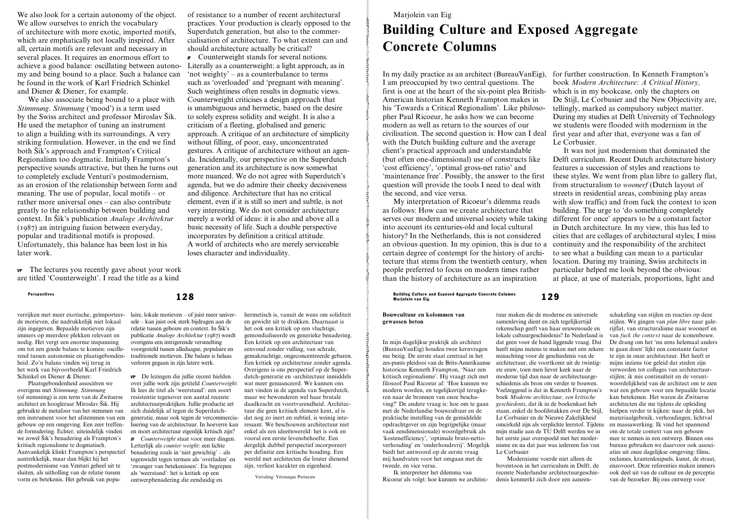We also look for a certain autonomy of the object. We allow ourselves to enrich the vocabulary of architecture with more exotic, imported motifs, which are emphatically not locally inspired. After all, certain motifs are relevant and necessary in several places. It requires an enormous effort to achieve a good balance: oscillating between autonomy and being bound to a place. Such a balance can be found in the work of Karl Friedrich Schinkel and Diener & Diener, for example.

We also associate being bound to a place with *Stimmung*. *Stimmung* ('mood') is a term used by the Swiss architect and professor Miroslav Šik. He used the metaphor of tuning an instrument to align a building with its surroundings. A very striking formulation. However, in the end we find both Šik's approach and Frampton's Critical Regionalism too dogmatic. Initially Frampton's perspective sounds attractive, but then he turns out to completely exclude Venturi's postmodernism, as an erosion of the relationship between form and meaning. The use of popular, local motifs – or rather more universal ones – can also contribute greatly to the relationship between building and context. In Šik's publication *Analoge Architektur* (1987) an intriguing fusion between everyday, popular and traditional motifs is proposed. Unfortunately, this balance has been lost in his later work.

**VP** The lectures you recently gave about your work are titled 'Counterweight'. I read the title as a kind of resistance to a number of recent architectural practices. Your production is clearly opposed to the Superdutch generation, but also to the commercialisation of architecture. To what extent can and should architecture actually be critical?

**JF** Counterweight stands for several notions. Literally as a counterweight: a light approach, as in 'not weighty' – as a counterbalance to terms such as 'overloaded' and 'pregnant with meaning'. Such weightiness often results in dogmatic views. Counterweight criticises a design approach that is unambiguous and hermetic, based on the desire to solely express solidity and weight. It is also a criticism of a fleeting, globalised and generic approach. A critique of an architecture of simplicity without filling, of poor, easy, unconcentrated gestures. A critique of architecture without an agenda. Incidentally, our perspective on the Superdutch generation and its architecture is now somewhat more nuanced. We do not agree with Superdutch's agenda, but we do admire their cheeky decisiveness and diligence. Architecture that has no critical element, even if it is still so inert and subtle, is not very interesting. We do not consider architecture merely a world of ideas: it is also and above all a basic necessity of life. Such a double perspective incorporates by definition a critical attitude. A world of architects who are merely serviceable loses character and individuality.

Marjolein van Eig

# Building Culture and Exposed Aggregate Concrete Columns

In my daily practice as an architect (BureauVanEig), I am preoccupied by two central questions. The first is one at the heart of the six-point plea British-American historian Kenneth Frampton makes in his 'Towards a Critical Regionalism'. Like philosopher Paul Ricoeur, he asks how we can become modern as well as return to the sources of our civilisation. The second question is: How can I deal with the Dutch building culture and the average client's practical approach and understandable (but often one-dimensional) use of constructs like 'cost efficiency', 'optimal gross-net ratio' and 'maintenance free'. Possibly, the answer to the first question will provide the tools I need to deal with the second, and vice versa.

My interpretation of Ricoeur's dilemma reads as follows: How can we create architecture that serves our modern and universal society while taking into account its centuries-old and local cultural history? In the Netherlands, this is not considered an obvious question. In my opinion, this is due to a certain degree of contempt for the history of architecture that stems from the twentieth century, when people preferred to focus on modern times rather than the history of architecture as an inspiration for further construction. In Kenneth Frampton's book *Modern Architecture: A Critical History,* which is in my bookcase, only the chapters on De Stijl, Le Corbusier and the New Objectivity are, tellingly, marked as compulsory subject matter. During my studies at Delft University of Technology we students were flooded with modernism in the first year and after that, everyone was a fan of Le Corbusier.

It was not just modernism that dominated the Delft curriculum. Recent Dutch architecture history features a succession of styles and reactions to these styles. We went from plan libre to gallery flat, from structuralism to *woonerf* (Dutch layout of streets in residential areas, combining play areas with slow traffic) and from fuck the context to icon building. The urge to 'do something completely different for once' appears to be a constant factor in Dutch architecture. In my view, this has led to cities that are collages of architectural styles; I miss continuity and the responsibility of the architect to see what a building can mean to a particular location. During my training, Swiss architects in particular helped me look beyond the obvious: at place, at use of materials, proportions, light and

---

verrijken met meer exotische, geïmporteerde motieven, die nadrukkelijk niet lokaal zijn ingegeven. Bepaalde motieven zijn immers op meerdere plekken relevant en nodig. Het vergt een enorme inspanning om tot een goede balans te komen: oscillerend tussen autonomie en plaatsgebondenheid. Zo'n balans vinden wij terug in het werk van bijvoorbeeld Karl Friedrich Schinkel en Diener & Diener.

Plaatsgebondenheid associëren we overigens met *Stimmung*. *Stimmung* (of stemming) is een term van de Zwitserse architect en hoogleraar Miroslav Šik. Hij gebruikte de metafoor van het stemmen van een instrument voor het afstemmen van een gebouw op een omgeving. Een zeer treffende formulering. Echter, uiteindelijk vinden we zowel Šik's benadering als Frampton's kritisch regionalisme te dogmatisch. Aanvankelijk klinkt Frampton's perspectief aantrekkelijk, maar dan blijkt hij het postmodernisme van Venturi geheel uit te sluiten, als uitholling van de relatie tussen vorm en betekenis. Het gebruik van populaire, lokale motieven – of juist meer universele – kan juist ook sterk bijdragen aan de relatie tussen gebouw en context. In Šik's publicatie *Analoge Architektur* (1987) wordt overigens een intrigerende versmelting voorgesteld tussen alledaagse, populaire en traditionele motieven. De balans is helaas verloren gegaan in zijn latere werk.

**VP** De lezingen die jullie recent hielden over jullie werk zijn getiteld *Counterweight*. Ik lees de titel als 'weerstand': een soort resistentie tegenover een aantal recente architectuurpraktijken. Jullie productie zet zich duidelijk af tegen de Superdutch-generatie, maar ook tegen de vercommercialisering van architectuur. In hoeverre kan en moet architectuur eigenlijk kritisch zijn?

**JF** *Counterweight* staat voor meer dingen. Letterlijk als *counter weight*: een lichte benadering zoals in 'niet gewichtig' – als tegenwicht tegen termen als 'overladen' en 'zwanger van betekenissen'. En begrepen als 'weerstand': het is kritiek op een ontwerpbenadering die eenduidig en hermetisch is, vanuit de wens om soliditeit en gewicht uit te drukken. Daarnaast is het ook een kritiek op een vluchtige, gemondialiseerde en generieke benadering. Een kritiek op een architectuur van eenvoud zonder vulling, van schrale, gemakzuchtige, ongeconcentreerde gebaren. Een kritiek op architectuur zonder agenda. Overigens is ons perspectief op de Superdutch-generatie en -architectuur inmiddels wat meer genuanceerd. We kunnen ons niet vinden in de agenda van Superdutch, maar we bewonderen wel haar brutale daadkracht en voortvarendheid. Architectuur die geen kritisch element kent, al is dat nog zo inert en subtiel, is weinig interessant. We beschouwen architectuur niet enkel als een ideeënwereld: het is ook en vooral een eerste levensbehoefte. Een dergelijk dubbel perspectief incorporeert per definitie een kritische houding. Een wereld met architecten die louter dienend zijn, verliest karakter en eigenheid.

Vertaling: Véronique Patteeuw

**Bouwcultuur en kolommen van gewassen beton**

In mijn dagelijkse praktijk als architect (BureauVanEig) houden twee kernvragen me bezig. De eerste staat centraal in het zes-punts pleidooi van de Brits-Amerikaanse historicus Kenneth Frampton, 'Naar een kritisch regionalisme'. Hij vraagt zich met filosoof Paul Ricoeur af: 'Hoe kunnen we modern worden, en tegelijkertijd terugkeren naar de bronnen van onze beschaving?' De andere vraag is: hoe om te gaan met de Nederlandse bouwcultuur en de praktische instelling van de gemiddelde opdrachtgever en zijn begrijpelijke (maar vaak eendimensionale) woordgebruik als 'kostenefficiency', 'optimale bruto-nettoverhouding' en 'onderhoudsvrij'. Mogelijk biedt het antwoord op de eerste vraag mij handvaten voor het omgaan met de tweede, en vice versa.

Ik interpreteer het dilemma van Ricoeur als volgt: hoe kunnen we architectuur maken die de moderne en universele samenleving dient en zich tegelijkertijd rekenschap geeft van haar eeuwenoude en lokale cultuurgeschiedenis? In Nederland is dat geen voor de hand liggende vraag. Dat heeft mijns inziens te maken met een zekere minachting voor de geschiedenis van de architectuur, die voortkomt uit de twintigste eeuw, toen men liever keek naar de moderne tijd dan naar de architectuurgeschiedenis als bron om verder te bouwen. Veelzeggend is dat in Kenneth Frampton's boek *Moderne architectuur, een kritische geschiedenis*, dat ik in de boekenkast heb staan, enkel de hoofdstukken over De Stijl, Le Corbusier en de Nieuwe Zakelijkheid omcirkeld zijn als verplichte leerstof. Tijdens mijn studie aan de TU Delft werden we in het eerste jaar overspoeld met het modernisme en na dat jaar was iedereen fan van Le Corbusier.

Modernisme voerde niet alleen de boventoon in het curriculum in Delft, de recente Nederlandse architectuurgeschiedenis kenmerkt zich door een aaneenschakeling van stijlen en reacties op deze stijlen. We gingen van *plan libre* naar galerijflat, van structuralisme naar woonerf en van *fuck the context* naar de iconenbouw. De drang om het 'nu eens helemaal anders te gaan doen' lijkt een constante factor te zijn in onze architectuur. Het heeft er mijns inziens toe geleid dat steden zijn verworden tot collages van architectuurstijlen; ik mis continuïteit en de verantwoordelijkheid van de architect om te zien wat een gebouw voor een bepaalde locatie kan betekenen. Het waren de Zwitserse architecten die mij tijdens de opleiding hielpen verder te kijken: naar de plek, het materiaalgebruik, verhoudingen, lichtval en massawerking. Ik vind het spannend om de totale context van een gebouw mee te nemen in een ontwerp. Binnen ons bureau gebruiken we daarvoor ook associaties uit onze dagelijkse omgeving: films, reclames, krantenknipsels, kunst, de straat, enzovoort. Deze referenties maken immers ook deel uit van de cultuur en de perceptie van de bezoeker. Bij ons ontwerp voor